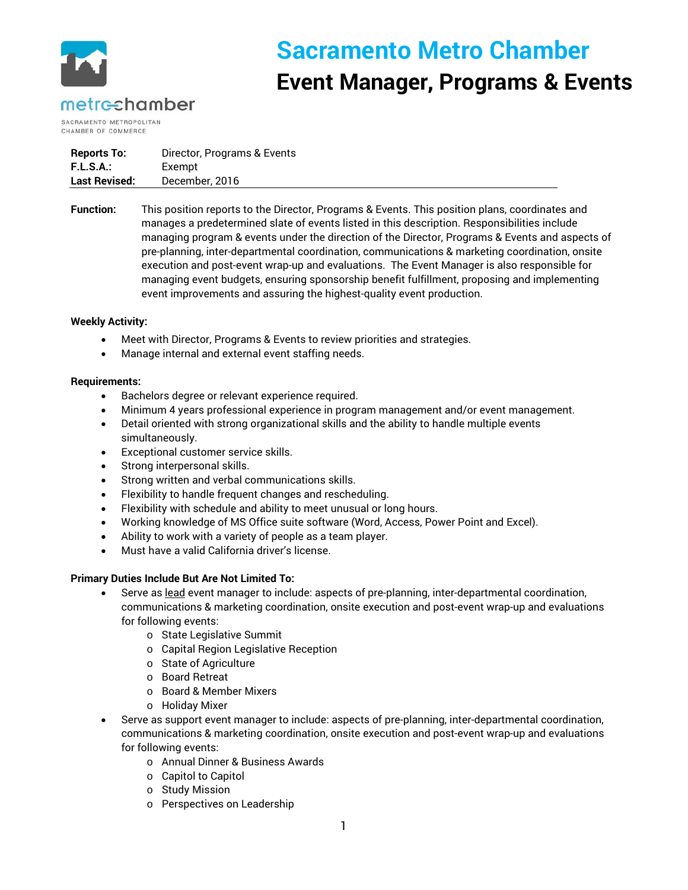metrochamber

SACRAMENTO METROPOLITAN CHAMBER OF COMMERCE

# Sacramento Metro Chamber

# Event Manager, Programs & Events

| | |
|---|---|
| **Reports To:** | Director, Programs & Events |
| **F.L.S.A.:** | Exempt |
| **Last Revised:** | December, 2016 |

**Function:** This position reports to the Director, Programs & Events. This position plans, coordinates and manages a predetermined slate of events listed in this description. Responsibilities include managing program & events under the direction of the Director, Programs & Events and aspects of pre-planning, inter-departmental coordination, communications & marketing coordination, onsite execution and post-event wrap-up and evaluations. The Event Manager is also responsible for managing event budgets, ensuring sponsorship benefit fulfillment, proposing and implementing event improvements and assuring the highest-quality event production.

**Weekly Activity:**

- Meet with Director, Programs & Events to review priorities and strategies.
- Manage internal and external event staffing needs.

**Requirements:**

- Bachelors degree or relevant experience required.
- Minimum 4 years professional experience in program management and/or event management.
- Detail oriented with strong organizational skills and the ability to handle multiple events simultaneously.
- Exceptional customer service skills.
- Strong interpersonal skills.
- Strong written and verbal communications skills.
- Flexibility to handle frequent changes and rescheduling.
- Flexibility with schedule and ability to meet unusual or long hours.
- Working knowledge of MS Office suite software (Word, Access, Power Point and Excel).
- Ability to work with a variety of people as a team player.
- Must have a valid California driver's license.

**Primary Duties Include But Are Not Limited To:**

- Serve as lead event manager to include: aspects of pre-planning, inter-departmental coordination, communications & marketing coordination, onsite execution and post-event wrap-up and evaluations for following events:
  - State Legislative Summit
  - Capital Region Legislative Reception
  - State of Agriculture
  - Board Retreat
  - Board & Member Mixers
  - Holiday Mixer
- Serve as support event manager to include: aspects of pre-planning, inter-departmental coordination, communications & marketing coordination, onsite execution and post-event wrap-up and evaluations for following events:
  - Annual Dinner & Business Awards
  - Capitol to Capitol
  - Study Mission
  - Perspectives on Leadership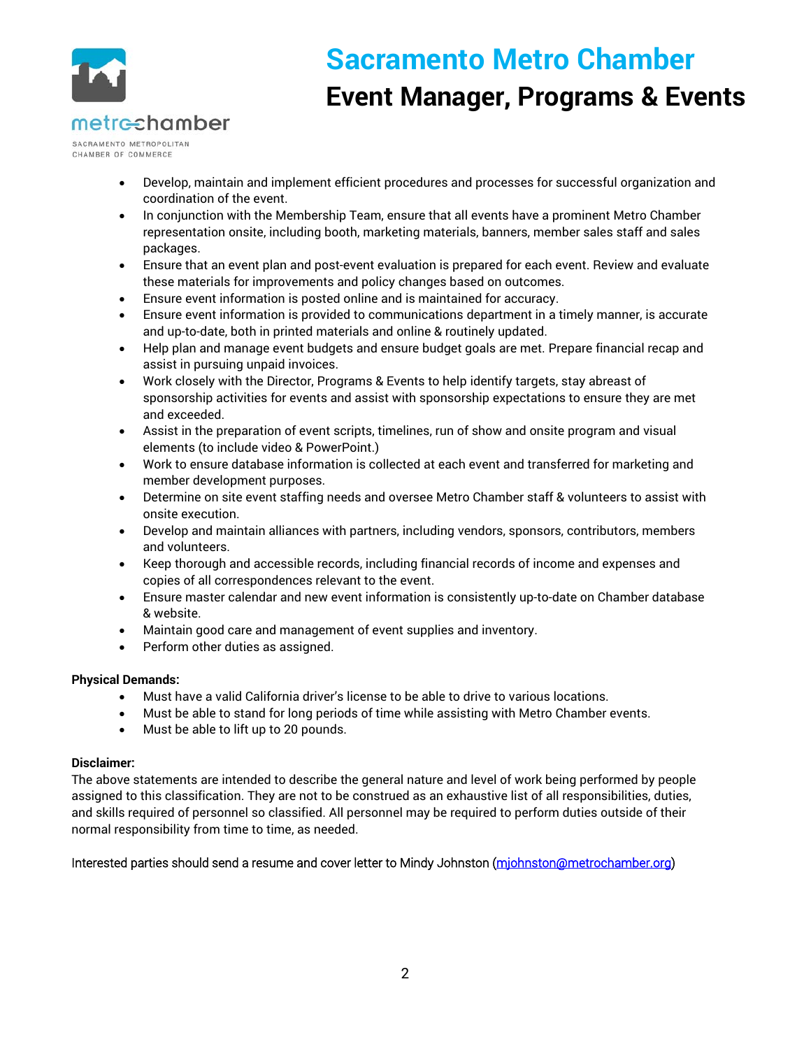# Sacramento Metro Chamber

## Event Manager, Programs & Events

- Develop, maintain and implement efficient procedures and processes for successful organization and coordination of the event.
- In conjunction with the Membership Team, ensure that all events have a prominent Metro Chamber representation onsite, including booth, marketing materials, banners, member sales staff and sales packages.
- Ensure that an event plan and post-event evaluation is prepared for each event. Review and evaluate these materials for improvements and policy changes based on outcomes.
- Ensure event information is posted online and is maintained for accuracy.
- Ensure event information is provided to communications department in a timely manner, is accurate and up-to-date, both in printed materials and online & routinely updated.
- Help plan and manage event budgets and ensure budget goals are met. Prepare financial recap and assist in pursuing unpaid invoices.
- Work closely with the Director, Programs & Events to help identify targets, stay abreast of sponsorship activities for events and assist with sponsorship expectations to ensure they are met and exceeded.
- Assist in the preparation of event scripts, timelines, run of show and onsite program and visual elements (to include video & PowerPoint.)
- Work to ensure database information is collected at each event and transferred for marketing and member development purposes.
- Determine on site event staffing needs and oversee Metro Chamber staff & volunteers to assist with onsite execution.
- Develop and maintain alliances with partners, including vendors, sponsors, contributors, members and volunteers.
- Keep thorough and accessible records, including financial records of income and expenses and copies of all correspondences relevant to the event.
- Ensure master calendar and new event information is consistently up-to-date on Chamber database & website.
- Maintain good care and management of event supplies and inventory.
- Perform other duties as assigned.

**Physical Demands:**

- Must have a valid California driver's license to be able to drive to various locations.
- Must be able to stand for long periods of time while assisting with Metro Chamber events.
- Must be able to lift up to 20 pounds.

**Disclaimer:**

The above statements are intended to describe the general nature and level of work being performed by people assigned to this classification. They are not to be construed as an exhaustive list of all responsibilities, duties, and skills required of personnel so classified. All personnel may be required to perform duties outside of their normal responsibility from time to time, as needed.

Interested parties should send a resume and cover letter to Mindy Johnston (mjohnston@metrochamber.org)